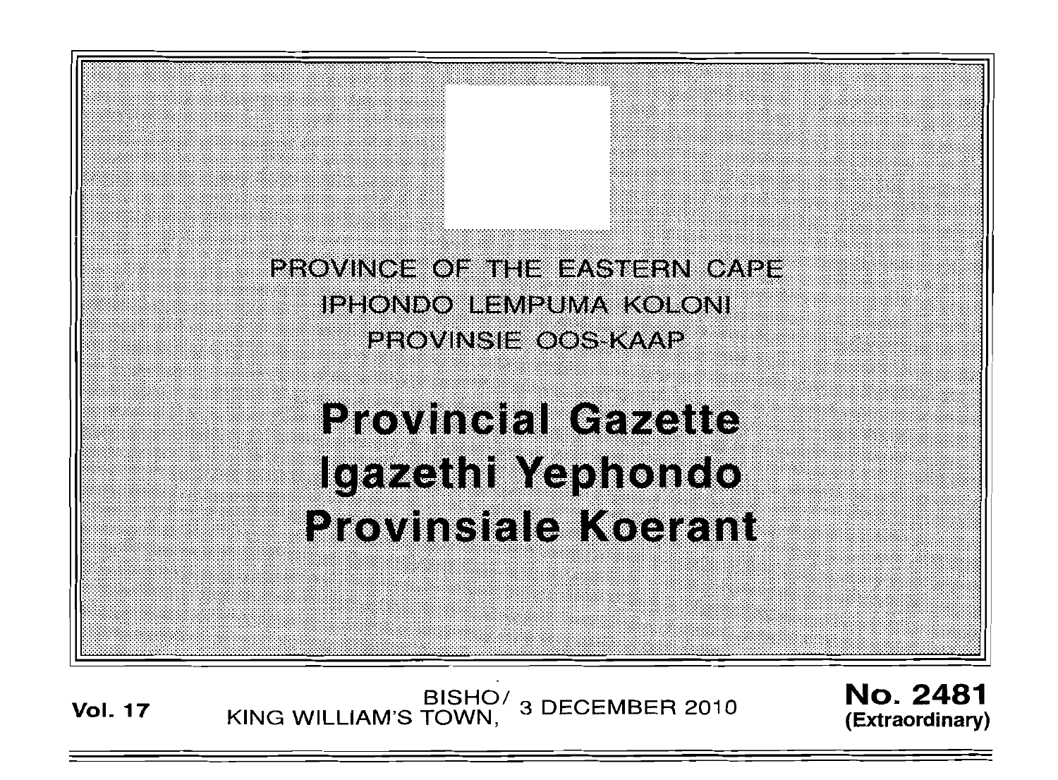PROVINCE OF THE EASTERN CAPE

IPHONDO LEMPUMA KOLONI

PROVINSIE OOS-KAAP

# Provincial Gazette
# Igazethi Yephondo
# Provinsiale Koerant

**Vol. 17** BISHO/ KING WILLIAM'S TOWN, 3 DECEMBER 2010 **No. 2481 (Extraordinary)**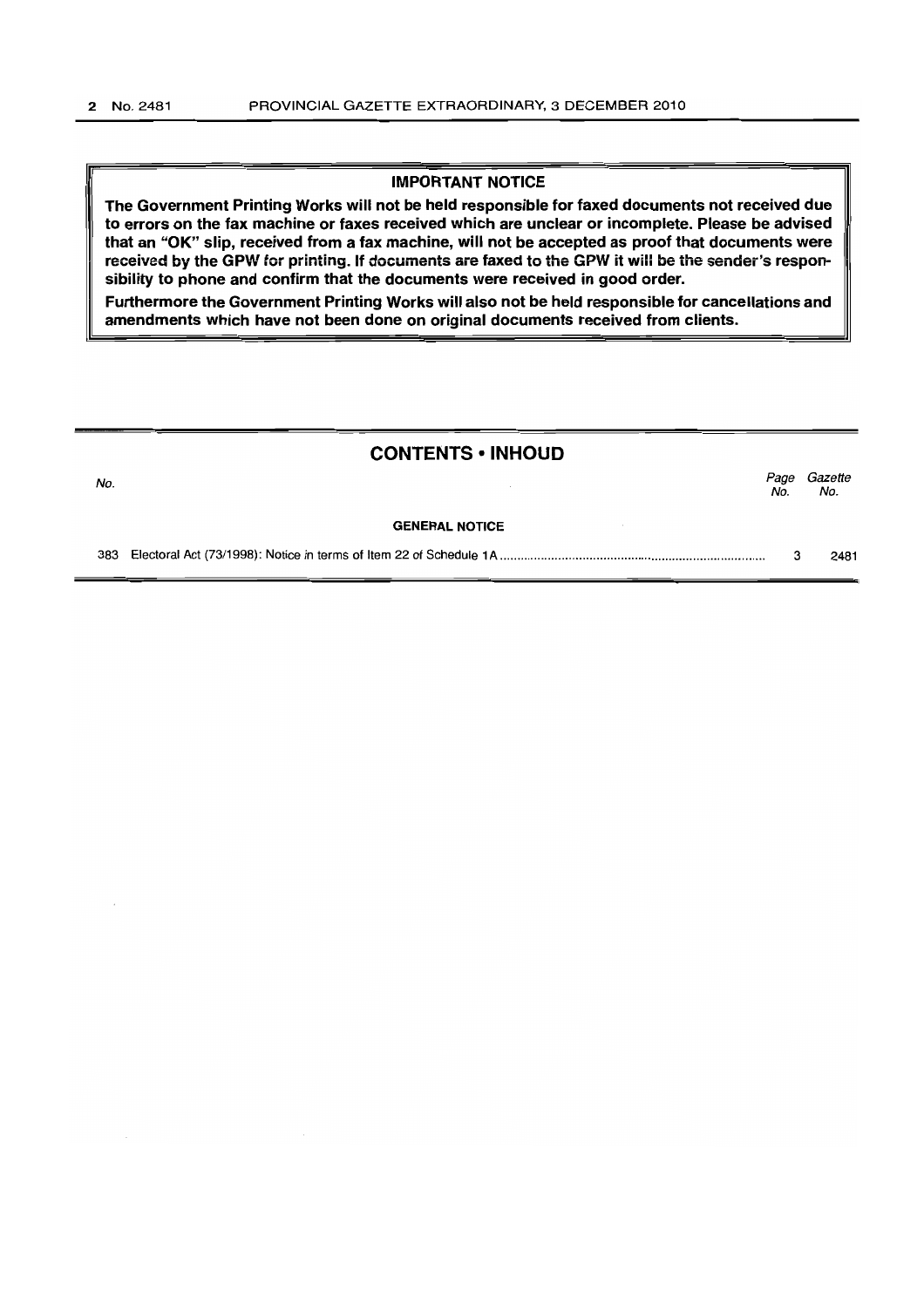## IMPORTANT NOTICE

**The Government Printing Works will not be held responsible for faxed documents not received due to errors on the fax machine or faxes received which are unclear or incomplete. Please be advised that an "OK" slip, received from a fax machine, will not be accepted as proof that documents were received by the GPW for printing. If documents are faxed to the GPW it will be the sender's responsibility to phone and confirm that the documents were received in good order.**

**Furthermore the Government Printing Works will also not be held responsible for cancellations and amendments which have not been done on original documents received from clients.**

## CONTENTS • INHOUD

| *No.* | | *Page No.* | *Gazette No.* |
|---|---|---|---|
| | **GENERAL NOTICE** | | |
| 383 | Electoral Act (73/1998): Notice in terms of Item 22 of Schedule 1A | 3 | 2481 |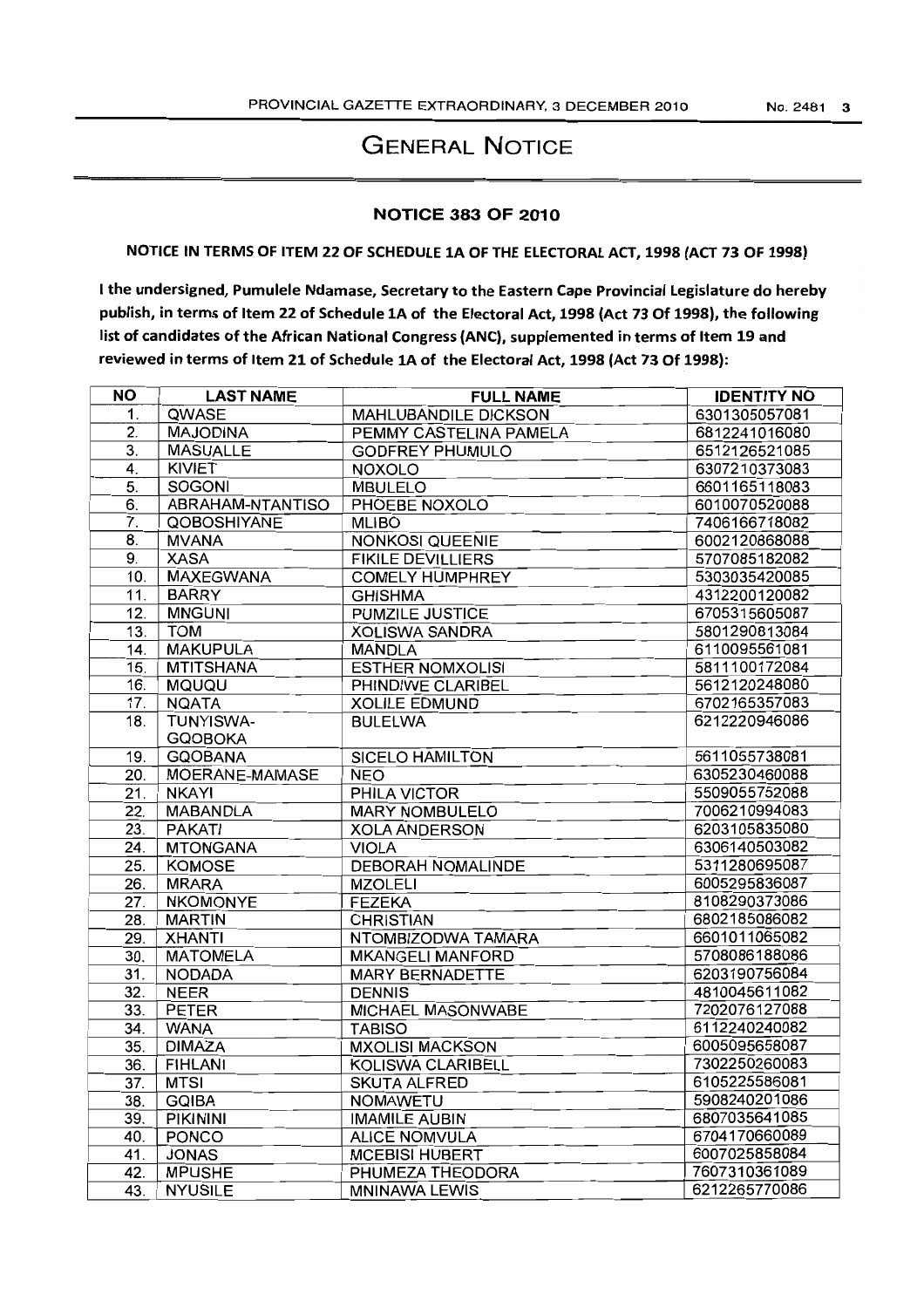# GENERAL NOTICE

## NOTICE 383 OF 2010

**NOTICE IN TERMS OF ITEM 22 OF SCHEDULE 1A OF THE ELECTORAL ACT, 1998 (ACT 73 OF 1998)**

**I the undersigned, Pumulele Ndamase, Secretary to the Eastern Cape Provincial Legislature do hereby publish, in terms of Item 22 of Schedule 1A of the Electoral Act, 1998 (Act 73 Of 1998), the following list of candidates of the African National Congress (ANC), supplemented in terms of Item 19 and reviewed in terms of Item 21 of Schedule 1A of the Electoral Act, 1998 (Act 73 Of 1998):**

| NO | LAST NAME | FULL NAME | IDENTITY NO |
|---|---|---|---|
| 1. | QWASE | MAHLUBANDILE DICKSON | 6301305057081 |
| 2. | MAJODINA | PEMMY CASTELINA PAMELA | 6812241016080 |
| 3. | MASUALLE | GODFREY PHUMULO | 6512126521085 |
| 4. | KIVIET | NOXOLO | 6307210373083 |
| 5. | SOGONI | MBULELO | 6601165118083 |
| 6. | ABRAHAM-NTANTISO | PHOEBE NOXOLO | 6010070520088 |
| 7. | QOBOSHIYANE | MLIBO | 7406166718082 |
| 8. | MVANA | NONKOSI QUEENIE | 6002120868088 |
| 9. | XASA | FIKILE DEVILLIERS | 5707085182082 |
| 10. | MAXEGWANA | COMELY HUMPHREY | 5303035420085 |
| 11. | BARRY | GHISHMA | 4312200120082 |
| 12. | MNGUNI | PUMZILE JUSTICE | 6705315605087 |
| 13. | TOM | XOLISWA SANDRA | 5801290813084 |
| 14. | MAKUPULA | MANDLA | 6110095561081 |
| 15. | MTITSHANA | ESTHER NOMXOLISI | 5811100172084 |
| 16. | MQUQU | PHINDIWE CLARIBEL | 5612120248080 |
| 17. | NQATA | XOLILE EDMUND | 6702165357083 |
| 18. | TUNYISWA-GQOBOKA | BULELWA | 6212220946086 |
| 19. | GQOBANA | SICELO HAMILTON | 5611055738081 |
| 20. | MOERANE-MAMASE | NEO | 6305230460088 |
| 21. | NKAYI | PHILA VICTOR | 5509055752088 |
| 22. | MABANDLA | MARY NOMBULELO | 7006210994083 |
| 23. | PAKATI | XOLA ANDERSON | 6203105835080 |
| 24. | MTONGANA | VIOLA | 6306140503082 |
| 25. | KOMOSE | DEBORAH NOMALINDE | 5311280695087 |
| 26. | MRARA | MZOLELI | 6005295836087 |
| 27. | NKOMONYE | FEZEKA | 8108290373086 |
| 28. | MARTIN | CHRISTIAN | 6802185086082 |
| 29. | XHANTI | NTOMBIZODWA TAMARA | 6601011065082 |
| 30. | MATOMELA | MKANGELI MANFORD | 5708086188086 |
| 31. | NODADA | MARY BERNADETTE | 6203190756084 |
| 32. | NEER | DENNIS | 4810045611082 |
| 33. | PETER | MICHAEL MASONWABE | 7202076127088 |
| 34. | WANA | TABISO | 6112240240082 |
| 35. | DIMAZA | MXOLISI MACKSON | 6005095658087 |
| 36. | FIHLANI | KOLISWA CLARIBELL | 7302250260083 |
| 37. | MTSI | SKUTA ALFRED | 6105225586081 |
| 38. | GQIBA | NOMAWETU | 5908240201086 |
| 39. | PIKININI | IMAMILE AUBIN | 6807035641085 |
| 40. | PONCO | ALICE NOMVULA | 6704170660089 |
| 41. | JONAS | MCEBISI HUBERT | 6007025858084 |
| 42. | MPUSHE | PHUMEZA THEODORA | 7607310361089 |
| 43. | NYUSILE | MNINAWA LEWIS | 6212265770086 |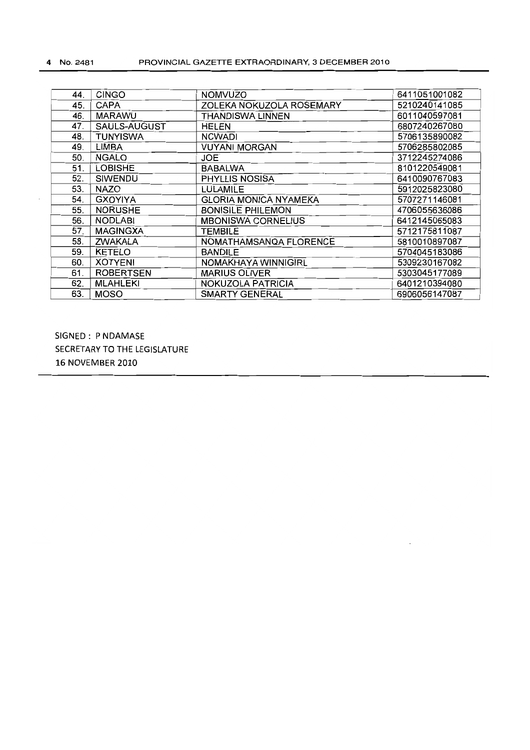| | | | |
|---|---|---|---|
| 44. | CINGO | NOMVUZO | 6411051001082 |
| 45. | CAPA | ZOLEKA NOKUZOLA ROSEMARY | 5210240141085 |
| 46. | MARAWU | THANDISWA LINNEN | 6011040597081 |
| 47. | SAULS-AUGUST | HELEN | 6807240267080 |
| 48. | TUNYISWA | NCWADI | 5706135890082 |
| 49. | LIMBA | VUYANI MORGAN | 5706285802085 |
| 50. | NGALO | JOE | 3712245274086 |
| 51. | LOBISHE | BABALWA | 8101220549081 |
| 52. | SIWENDU | PHYLLIS NOSISA | 6410090767083 |
| 53. | NAZO | LULAMILE | 5912025823080 |
| 54. | GXOYIYA | GLORIA MONICA NYAMEKA | 5707271146081 |
| 55. | NORUSHE | BONISILE PHILEMON | 4706055636086 |
| 56. | NODLABI | MBONISWA CORNELIUS | 6412145065083 |
| 57. | MAGINGXA | TEMBILE | 5712175811087 |
| 58. | ZWAKALA | NOMATHAMSANQA FLORENCE | 5810010897087 |
| 59. | KETELO | BANDILE | 5704045183086 |
| 60. | XOTYENI | NOMAKHAYA WINNIGIRL | 5309230167082 |
| 61. | ROBERTSEN | MARIUS OLIVER | 5303045177089 |
| 62. | MLAHLEKI | NOKUZOLA PATRICIA | 6401210394080 |
| 63. | MOSO | SMARTY GENERAL | 6906056147087 |

SIGNED : P NDAMASE  
SECRETARY TO THE LEGISLATURE  
16 NOVEMBER 2010